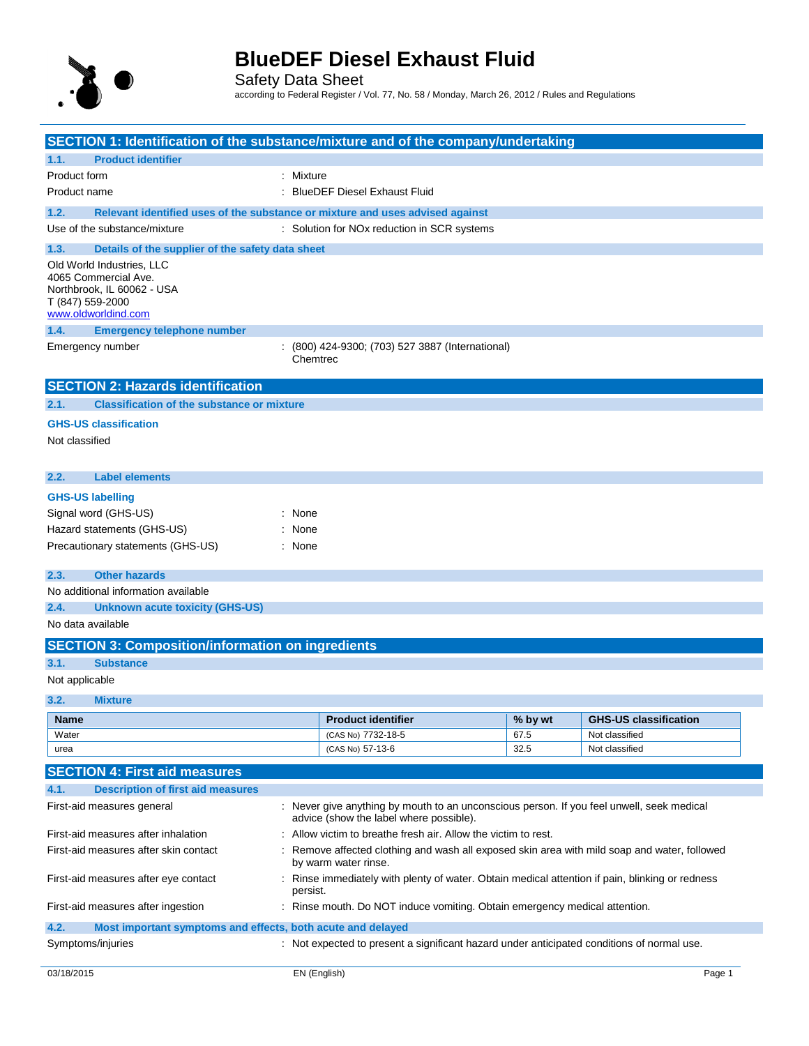# BlueDEF Diesel Exhaust Fluid

Safety Data Sheet

according to Federal Register / Vol. 77, No. 58 / Monday, March 26, 2012 / Rules and Regulations

## SECTION 1: Identification of the substance/mixture and of the company/undertaking

### 1.1. Product identifier

Product form : Mixture

Product name : BlueDEF Diesel Exhaust Fluid

### 1.2. Relevant identified uses of the substance or mixture and uses advised against

Use of the substance/mixture : Solution for NOx reduction in SCR systems

### 1.3. Details of the supplier of the safety data sheet

Old World Industries, LLC
4065 Commercial Ave.
Northbrook, IL 60062 - USA
T (847) 559-2000
www.oldworldind.com

### 1.4. Emergency telephone number

Emergency number : (800) 424-9300; (703) 527 3887 (International) Chemtrec

## SECTION 2: Hazards identification

### 2.1. Classification of the substance or mixture

**GHS-US classification**

Not classified

### 2.2. Label elements

**GHS-US labelling**

Signal word (GHS-US) : None

Hazard statements (GHS-US) : None

Precautionary statements (GHS-US) : None

### 2.3. Other hazards

No additional information available

### 2.4. Unknown acute toxicity (GHS-US)

No data available

## SECTION 3: Composition/information on ingredients

### 3.1. Substance

Not applicable

### 3.2. Mixture

| Name | Product identifier | % by wt | GHS-US classification |
|---|---|---|---|
| Water | (CAS No) 7732-18-5 | 67.5 | Not classified |
| urea | (CAS No) 57-13-6 | 32.5 | Not classified |

## SECTION 4: First aid measures

### 4.1. Description of first aid measures

First-aid measures general : Never give anything by mouth to an unconscious person. If you feel unwell, seek medical advice (show the label where possible).

First-aid measures after inhalation : Allow victim to breathe fresh air. Allow the victim to rest.

First-aid measures after skin contact : Remove affected clothing and wash all exposed skin area with mild soap and water, followed by warm water rinse.

First-aid measures after eye contact : Rinse immediately with plenty of water. Obtain medical attention if pain, blinking or redness persist.

First-aid measures after ingestion : Rinse mouth. Do NOT induce vomiting. Obtain emergency medical attention.

### 4.2. Most important symptoms and effects, both acute and delayed

Symptoms/injuries : Not expected to present a significant hazard under anticipated conditions of normal use.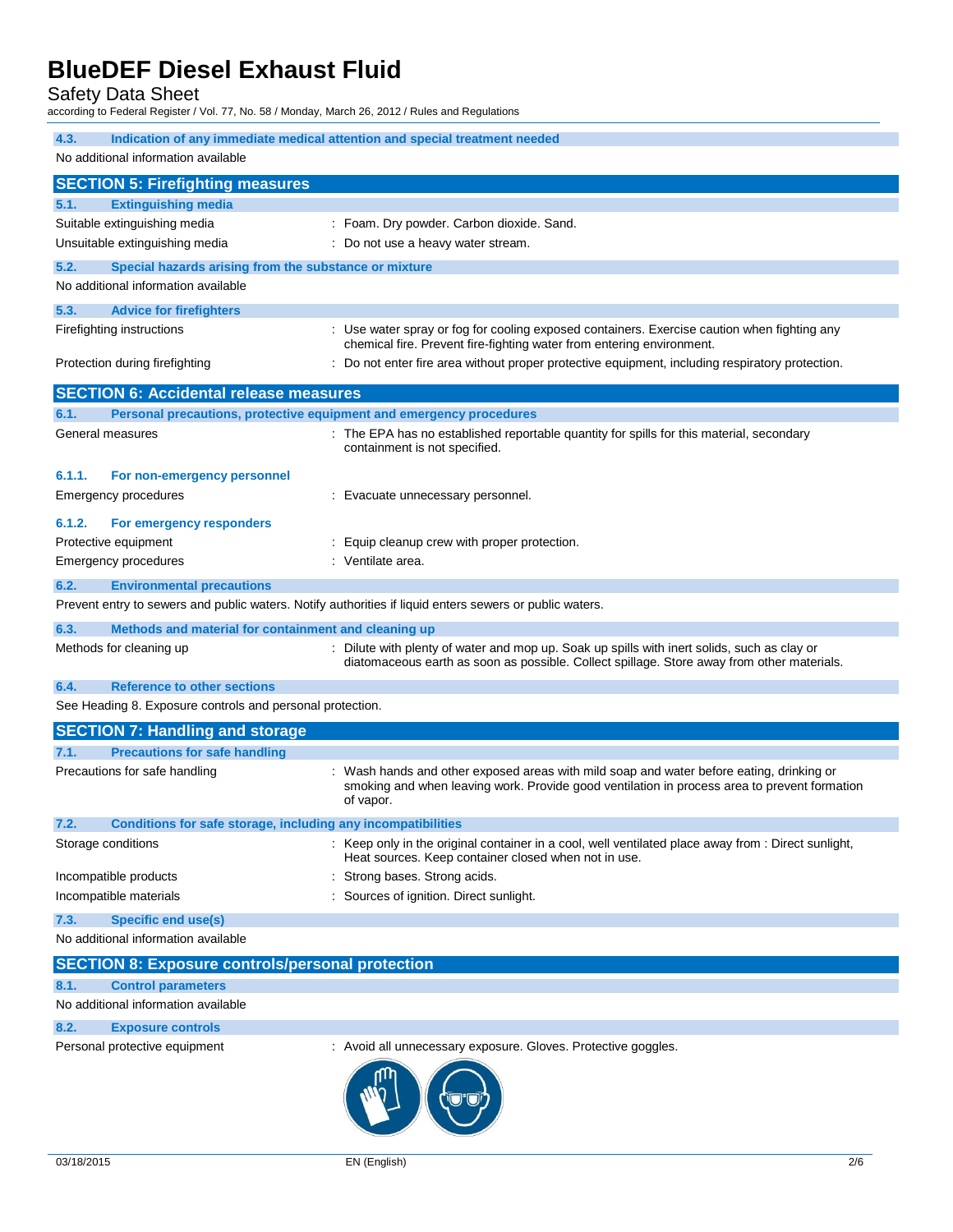#### 4.3. Indication of any immediate medical attention and special treatment needed

No additional information available

## SECTION 5: Firefighting measures

#### 5.1. Extinguishing media

| | |
|---|---|
| Suitable extinguishing media | : Foam. Dry powder. Carbon dioxide. Sand. |
| Unsuitable extinguishing media | : Do not use a heavy water stream. |

#### 5.2. Special hazards arising from the substance or mixture

No additional information available

#### 5.3. Advice for firefighters

| | |
|---|---|
| Firefighting instructions | : Use water spray or fog for cooling exposed containers. Exercise caution when fighting any chemical fire. Prevent fire-fighting water from entering environment. |
| Protection during firefighting | : Do not enter fire area without proper protective equipment, including respiratory protection. |

## SECTION 6: Accidental release measures

#### 6.1. Personal precautions, protective equipment and emergency procedures

| | |
|---|---|
| General measures | : The EPA has no established reportable quantity for spills for this material, secondary containment is not specified. |

##### 6.1.1. For non-emergency personnel

| | |
|---|---|
| Emergency procedures | : Evacuate unnecessary personnel. |

##### 6.1.2. For emergency responders

| | |
|---|---|
| Protective equipment | : Equip cleanup crew with proper protection. |
| Emergency procedures | : Ventilate area. |

#### 6.2. Environmental precautions

Prevent entry to sewers and public waters. Notify authorities if liquid enters sewers or public waters.

#### 6.3. Methods and material for containment and cleaning up

| | |
|---|---|
| Methods for cleaning up | : Dilute with plenty of water and mop up. Soak up spills with inert solids, such as clay or diatomaceous earth as soon as possible. Collect spillage. Store away from other materials. |

#### 6.4. Reference to other sections

See Heading 8. Exposure controls and personal protection.

## SECTION 7: Handling and storage

#### 7.1. Precautions for safe handling

| | |
|---|---|
| Precautions for safe handling | : Wash hands and other exposed areas with mild soap and water before eating, drinking or smoking and when leaving work. Provide good ventilation in process area to prevent formation of vapor. |

#### 7.2. Conditions for safe storage, including any incompatibilities

| | |
|---|---|
| Storage conditions | : Keep only in the original container in a cool, well ventilated place away from : Direct sunlight, Heat sources. Keep container closed when not in use. |
| Incompatible products | : Strong bases. Strong acids. |
| Incompatible materials | : Sources of ignition. Direct sunlight. |

#### 7.3. Specific end use(s)

No additional information available

## SECTION 8: Exposure controls/personal protection

#### 8.1. Control parameters

No additional information available

#### 8.2. Exposure controls

| | |
|---|---|
| Personal protective equipment | : Avoid all unnecessary exposure. Gloves. Protective goggles. |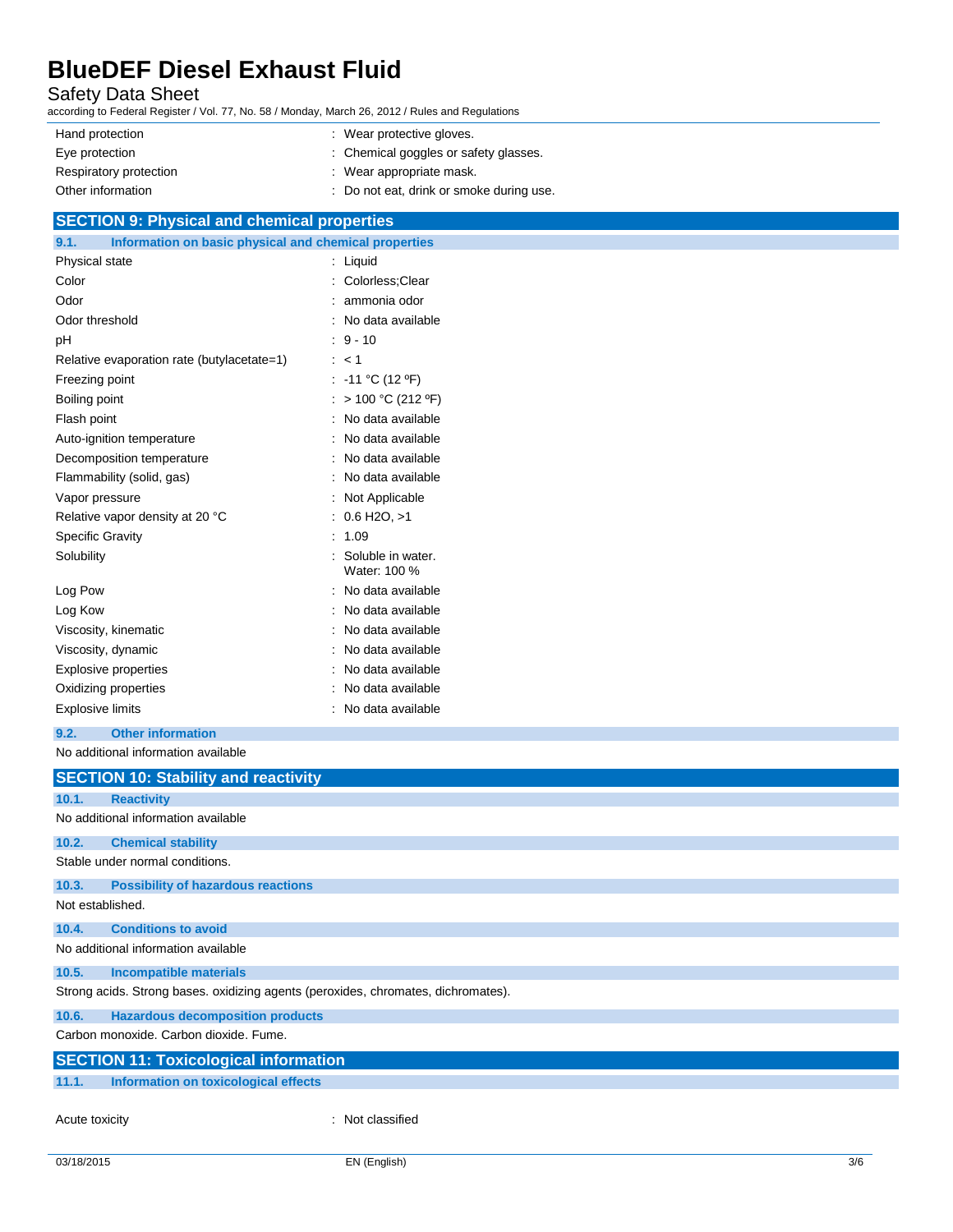| | |
|---|---|
| Hand protection | : Wear protective gloves. |
| Eye protection | : Chemical goggles or safety glasses. |
| Respiratory protection | : Wear appropriate mask. |
| Other information | : Do not eat, drink or smoke during use. |

## SECTION 9: Physical and chemical properties

### 9.1. Information on basic physical and chemical properties

| | |
|---|---|
| Physical state | : Liquid |
| Color | : Colorless;Clear |
| Odor | : ammonia odor |
| Odor threshold | : No data available |
| pH | : 9 - 10 |
| Relative evaporation rate (butylacetate=1) | : < 1 |
| Freezing point | : -11 °C (12 ºF) |
| Boiling point | : > 100 °C (212 ºF) |
| Flash point | : No data available |
| Auto-ignition temperature | : No data available |
| Decomposition temperature | : No data available |
| Flammability (solid, gas) | : No data available |
| Vapor pressure | : Not Applicable |
| Relative vapor density at 20 °C | : 0.6 H2O, >1 |
| Specific Gravity | : 1.09 |
| Solubility | : Soluble in water. Water: 100 % |
| Log Pow | : No data available |
| Log Kow | : No data available |
| Viscosity, kinematic | : No data available |
| Viscosity, dynamic | : No data available |
| Explosive properties | : No data available |
| Oxidizing properties | : No data available |
| Explosive limits | : No data available |

### 9.2. Other information

No additional information available

## SECTION 10: Stability and reactivity

### 10.1. Reactivity

No additional information available

### 10.2. Chemical stability

Stable under normal conditions.

### 10.3. Possibility of hazardous reactions

Not established.

### 10.4. Conditions to avoid

No additional information available

### 10.5. Incompatible materials

Strong acids. Strong bases. oxidizing agents (peroxides, chromates, dichromates).

### 10.6. Hazardous decomposition products

Carbon monoxide. Carbon dioxide. Fume.

## SECTION 11: Toxicological information

### 11.1. Information on toxicological effects

| | |
|---|---|
| Acute toxicity | : Not classified |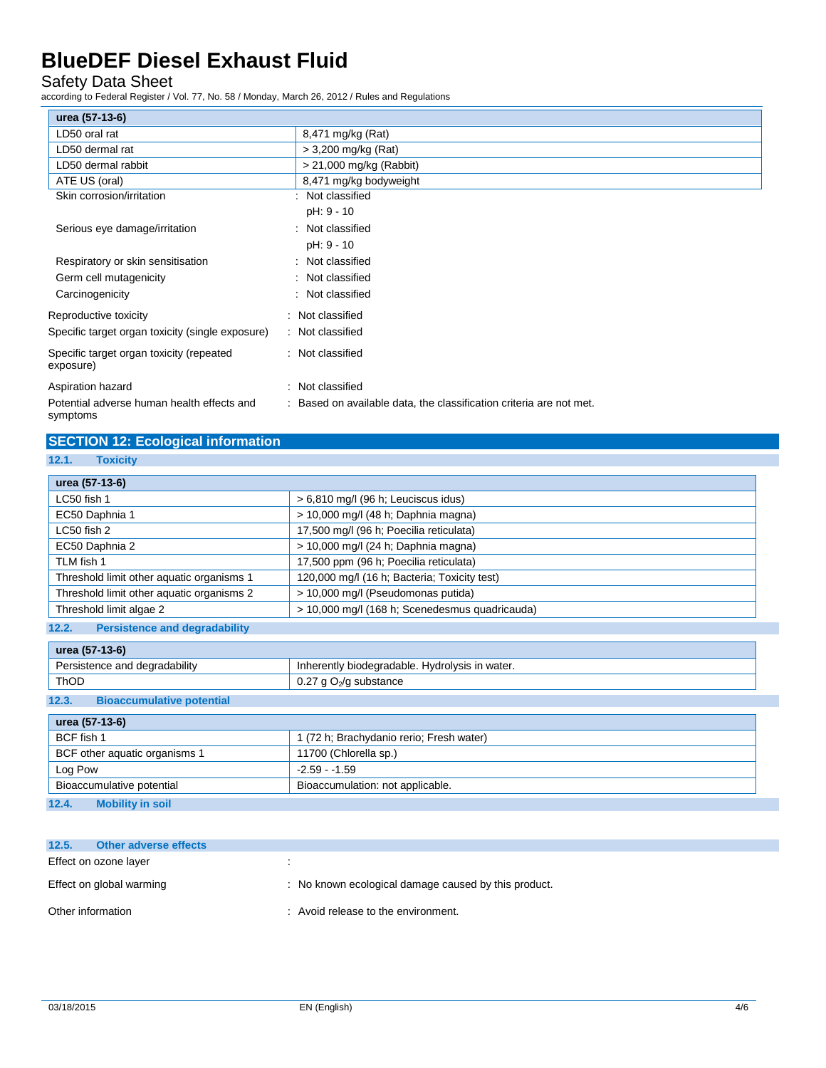| urea (57-13-6) | |
|---|---|
| LD50 oral rat | 8,471 mg/kg (Rat) |
| LD50 dermal rat | > 3,200 mg/kg (Rat) |
| LD50 dermal rabbit | > 21,000 mg/kg (Rabbit) |
| ATE US (oral) | 8,471 mg/kg bodyweight |

Skin corrosion/irritation : Not classified

pH: 9 - 10

Serious eye damage/irritation : Not classified

pH: 9 - 10

Respiratory or skin sensitisation : Not classified

Germ cell mutagenicity : Not classified

Carcinogenicity : Not classified

Reproductive toxicity : Not classified

Specific target organ toxicity (single exposure) : Not classified

Specific target organ toxicity (repeated exposure) : Not classified

Aspiration hazard : Not classified

Potential adverse human health effects and symptoms : Based on available data, the classification criteria are not met.

## SECTION 12: Ecological information

### 12.1. Toxicity

| urea (57-13-6) | |
|---|---|
| LC50 fish 1 | > 6,810 mg/l (96 h; Leuciscus idus) |
| EC50 Daphnia 1 | > 10,000 mg/l (48 h; Daphnia magna) |
| LC50 fish 2 | 17,500 mg/l (96 h; Poecilia reticulata) |
| EC50 Daphnia 2 | > 10,000 mg/l (24 h; Daphnia magna) |
| TLM fish 1 | 17,500 ppm (96 h; Poecilia reticulata) |
| Threshold limit other aquatic organisms 1 | 120,000 mg/l (16 h; Bacteria; Toxicity test) |
| Threshold limit other aquatic organisms 2 | > 10,000 mg/l (Pseudomonas putida) |
| Threshold limit algae 2 | > 10,000 mg/l (168 h; Scenedesmus quadricauda) |

### 12.2. Persistence and degradability

| urea (57-13-6) | |
|---|---|
| Persistence and degradability | Inherently biodegradable. Hydrolysis in water. |
| ThOD | 0.27 g $O_2$/g substance |

### 12.3. Bioaccumulative potential

| urea (57-13-6) | |
|---|---|
| BCF fish 1 | 1 (72 h; Brachydanio rerio; Fresh water) |
| BCF other aquatic organisms 1 | 11700 (Chlorella sp.) |
| Log Pow | -2.59 - -1.59 |
| Bioaccumulative potential | Bioaccumulation: not applicable. |

### 12.4. Mobility in soil

### 12.5. Other adverse effects

Effect on ozone layer :

Effect on global warming : No known ecological damage caused by this product.

Other information : Avoid release to the environment.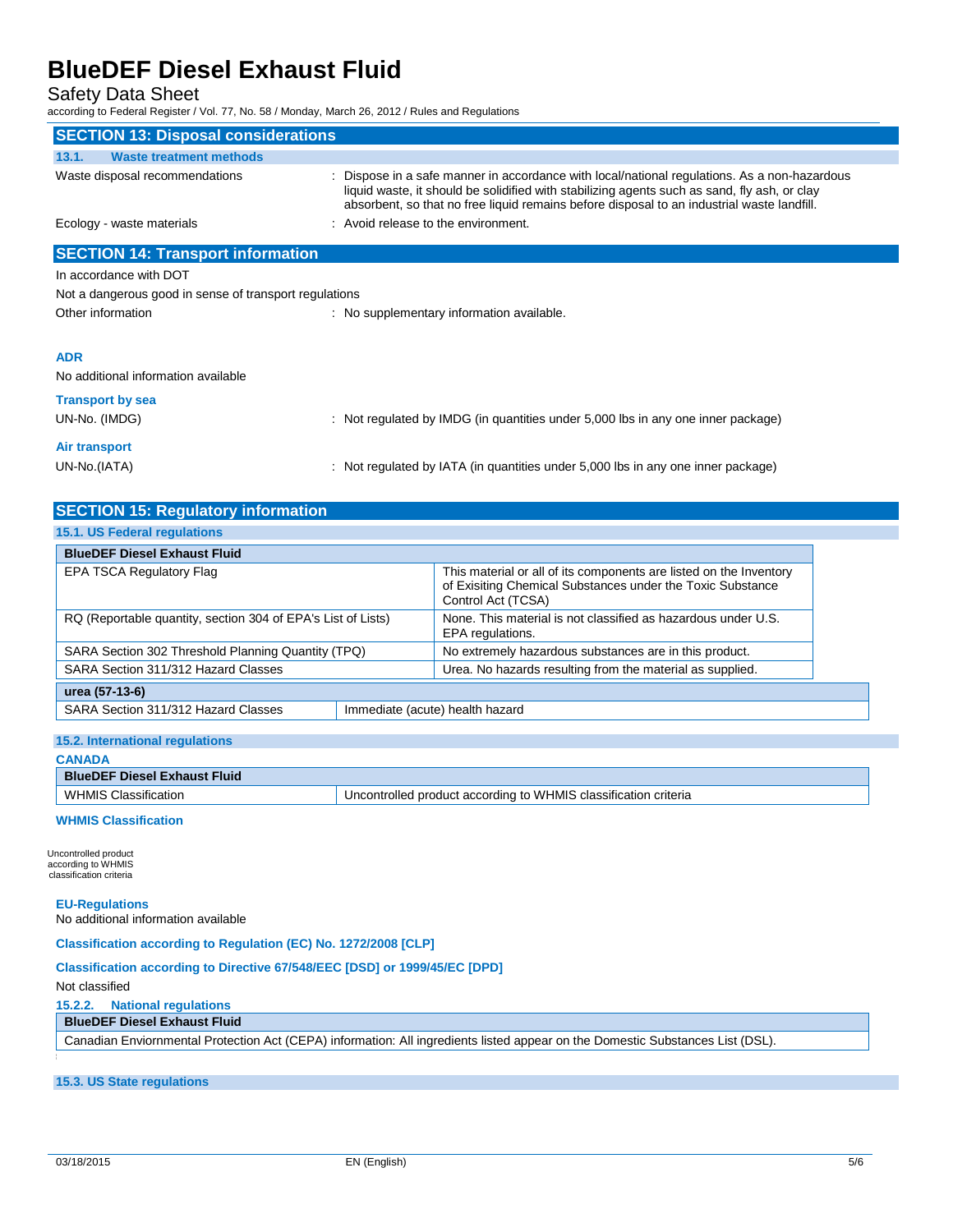## SECTION 13: Disposal considerations

### 13.1. Waste treatment methods

Waste disposal recommendations : Dispose in a safe manner in accordance with local/national regulations. As a non-hazardous liquid waste, it should be solidified with stabilizing agents such as sand, fly ash, or clay absorbent, so that no free liquid remains before disposal to an industrial waste landfill.

Ecology - waste materials : Avoid release to the environment.

## SECTION 14: Transport information

In accordance with DOT

Not a dangerous good in sense of transport regulations

Other information : No supplementary information available.

**ADR**

No additional information available

**Transport by sea**

UN-No. (IMDG) : Not regulated by IMDG (in quantities under 5,000 lbs in any one inner package)

**Air transport**

UN-No.(IATA) : Not regulated by IATA (in quantities under 5,000 lbs in any one inner package)

## SECTION 15: Regulatory information

### 15.1. US Federal regulations

| BlueDEF Diesel Exhaust Fluid | |
|---|---|
| EPA TSCA Regulatory Flag | This material or all of its components are listed on the Inventory of Exisiting Chemical Substances under the Toxic Substance Control Act (TCSA) |
| RQ (Reportable quantity, section 304 of EPA's List of Lists) | None. This material is not classified as hazardous under U.S. EPA regulations. |
| SARA Section 302 Threshold Planning Quantity (TPQ) | No extremely hazardous substances are in this product. |
| SARA Section 311/312 Hazard Classes | Urea. No hazards resulting from the material as supplied. |

| urea (57-13-6) | |
|---|---|
| SARA Section 311/312 Hazard Classes | Immediate (acute) health hazard |

### 15.2. International regulations

**CANADA**

| BlueDEF Diesel Exhaust Fluid | |
|---|---|
| WHMIS Classification | Uncontrolled product according to WHMIS classification criteria |

**WHMIS Classification**

Uncontrolled product according to WHMIS classification criteria

**EU-Regulations**

No additional information available

**Classification according to Regulation (EC) No. 1272/2008 [CLP]**

**Classification according to Directive 67/548/EEC [DSD] or 1999/45/EC [DPD]**

Not classified

#### 15.2.2. National regulations

| BlueDEF Diesel Exhaust Fluid |
|---|
| Canadian Enviornmental Protection Act (CEPA) information: All ingredients listed appear on the Domestic Substances List (DSL). |

### 15.3. US State regulations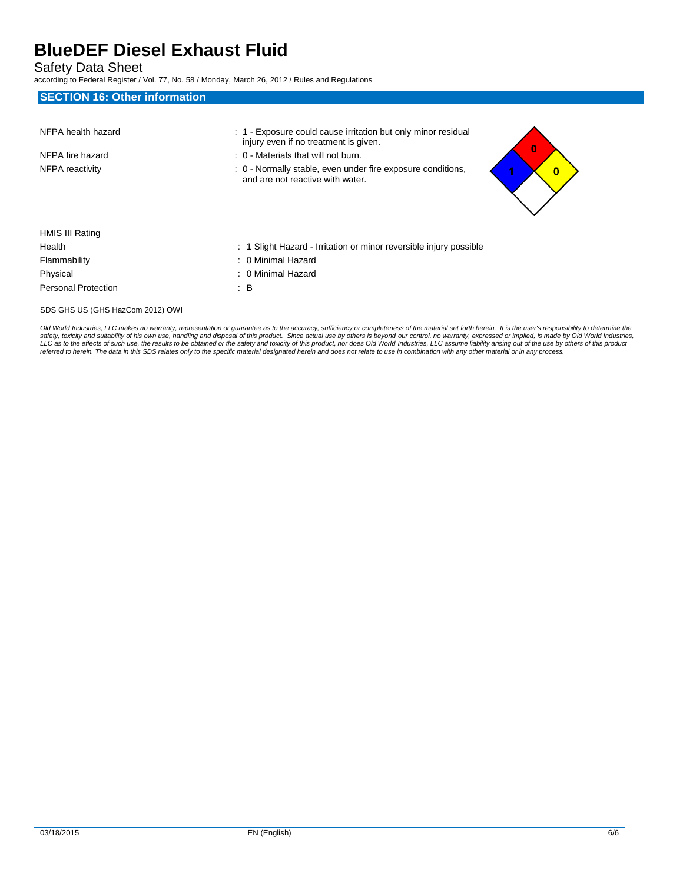## SECTION 16: Other information

| | |
|---|---|
| NFPA health hazard | : 1 - Exposure could cause irritation but only minor residual injury even if no treatment is given. |
| NFPA fire hazard | : 0 - Materials that will not burn. |
| NFPA reactivity | : 0 - Normally stable, even under fire exposure conditions, and are not reactive with water. |

0
1
0

| | |
|---|---|
| HMIS III Rating | |
| Health | : 1 Slight Hazard - Irritation or minor reversible injury possible |
| Flammability | : 0 Minimal Hazard |
| Physical | : 0 Minimal Hazard |
| Personal Protection | : B |

SDS GHS US (GHS HazCom 2012) OWI

*Old World Industries, LLC makes no warranty, representation or guarantee as to the accuracy, sufficiency or completeness of the material set forth herein. It is the user's responsibility to determine the safety, toxicity and suitability of his own use, handling and disposal of this product. Since actual use by others is beyond our control, no warranty, expressed or implied, is made by Old World Industries, LLC as to the effects of such use, the results to be obtained or the safety and toxicity of this product, nor does Old World Industries, LLC assume liability arising out of the use by others of this product referred to herein. The data in this SDS relates only to the specific material designated herein and does not relate to use in combination with any other material or in any process.*